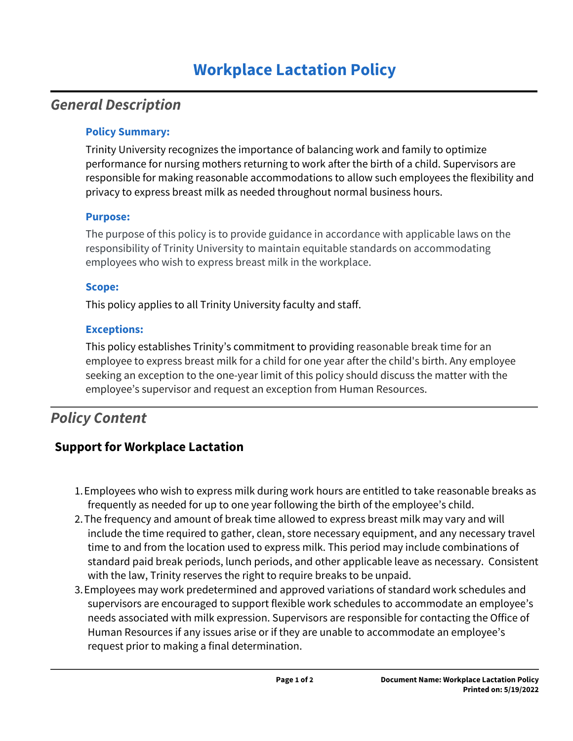# Workplace Lactation Policy

## *General Description*

### Policy Summary:

Trinity University recognizes the importance of balancing work and family to optimize performance for nursing mothers returning to work after the birth of a child. Supervisors are responsible for making reasonable accommodations to allow such employees the flexibility and privacy to express breast milk as needed throughout normal business hours.

### Purpose:

The purpose of this policy is to provide guidance in accordance with applicable laws on the responsibility of Trinity University to maintain equitable standards on accommodating employees who wish to express breast milk in the workplace.

### Scope:

This policy applies to all Trinity University faculty and staff.

### Exceptions:

This policy establishes Trinity's commitment to providing reasonable break time for an employee to express breast milk for a child for one year after the child's birth. Any employee seeking an exception to the one-year limit of this policy should discuss the matter with the employee's supervisor and request an exception from Human Resources.

## *Policy Content*

### Support for Workplace Lactation

1. Employees who wish to express milk during work hours are entitled to take reasonable breaks as frequently as needed for up to one year following the birth of the employee's child.
2. The frequency and amount of break time allowed to express breast milk may vary and will include the time required to gather, clean, store necessary equipment, and any necessary travel time to and from the location used to express milk. This period may include combinations of standard paid break periods, lunch periods, and other applicable leave as necessary. Consistent with the law, Trinity reserves the right to require breaks to be unpaid.
3. Employees may work predetermined and approved variations of standard work schedules and supervisors are encouraged to support flexible work schedules to accommodate an employee's needs associated with milk expression. Supervisors are responsible for contacting the Office of Human Resources if any issues arise or if they are unable to accommodate an employee's request prior to making a final determination.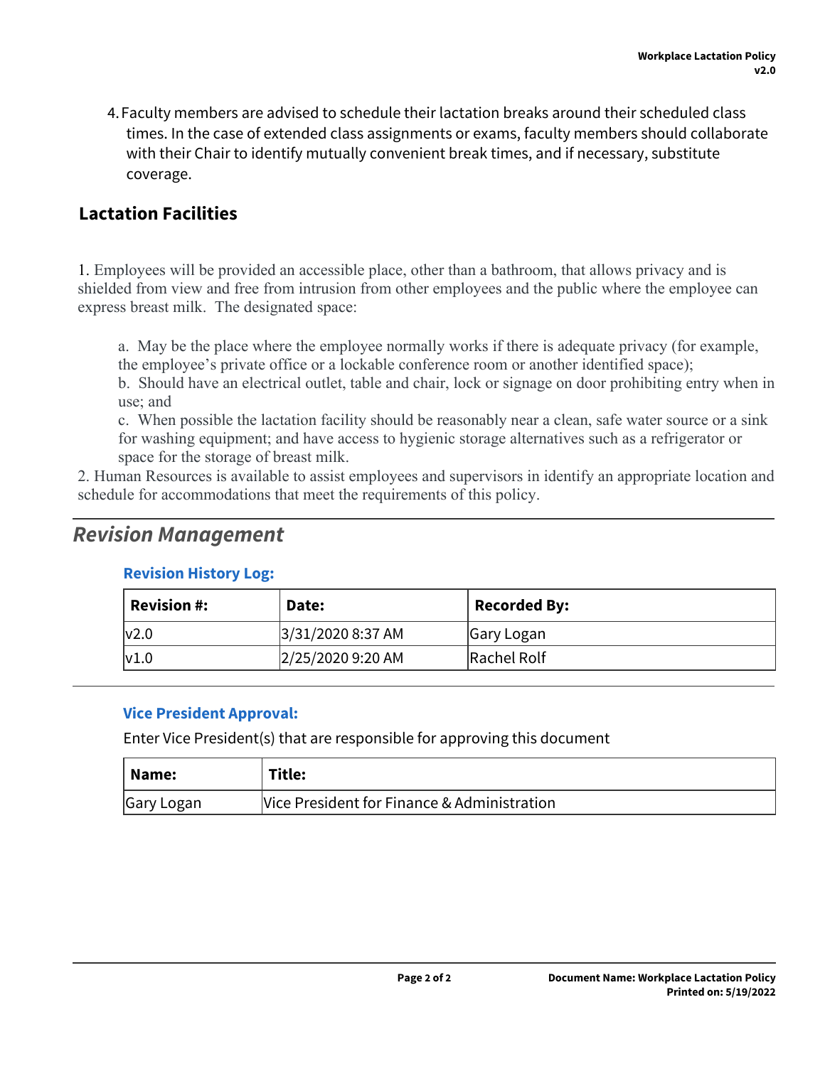4. Faculty members are advised to schedule their lactation breaks around their scheduled class times. In the case of extended class assignments or exams, faculty members should collaborate with their Chair to identify mutually convenient break times, and if necessary, substitute coverage.

## Lactation Facilities

1. Employees will be provided an accessible place, other than a bathroom, that allows privacy and is shielded from view and free from intrusion from other employees and the public where the employee can express breast milk. The designated space:

    a. May be the place where the employee normally works if there is adequate privacy (for example, the employee's private office or a lockable conference room or another identified space);

    b. Should have an electrical outlet, table and chair, lock or signage on door prohibiting entry when in use; and

    c. When possible the lactation facility should be reasonably near a clean, safe water source or a sink for washing equipment; and have access to hygienic storage alternatives such as a refrigerator or space for the storage of breast milk.

2. Human Resources is available to assist employees and supervisors in identify an appropriate location and schedule for accommodations that meet the requirements of this policy.

## *Revision Management*

### Revision History Log:

| Revision #: | Date: | Recorded By: |
|---|---|---|
| v2.0 | 3/31/2020 8:37 AM | Gary Logan |
| v1.0 | 2/25/2020 9:20 AM | Rachel Rolf |

### Vice President Approval:

Enter Vice President(s) that are responsible for approving this document

| Name: | Title: |
|---|---|
| Gary Logan | Vice President for Finance & Administration |